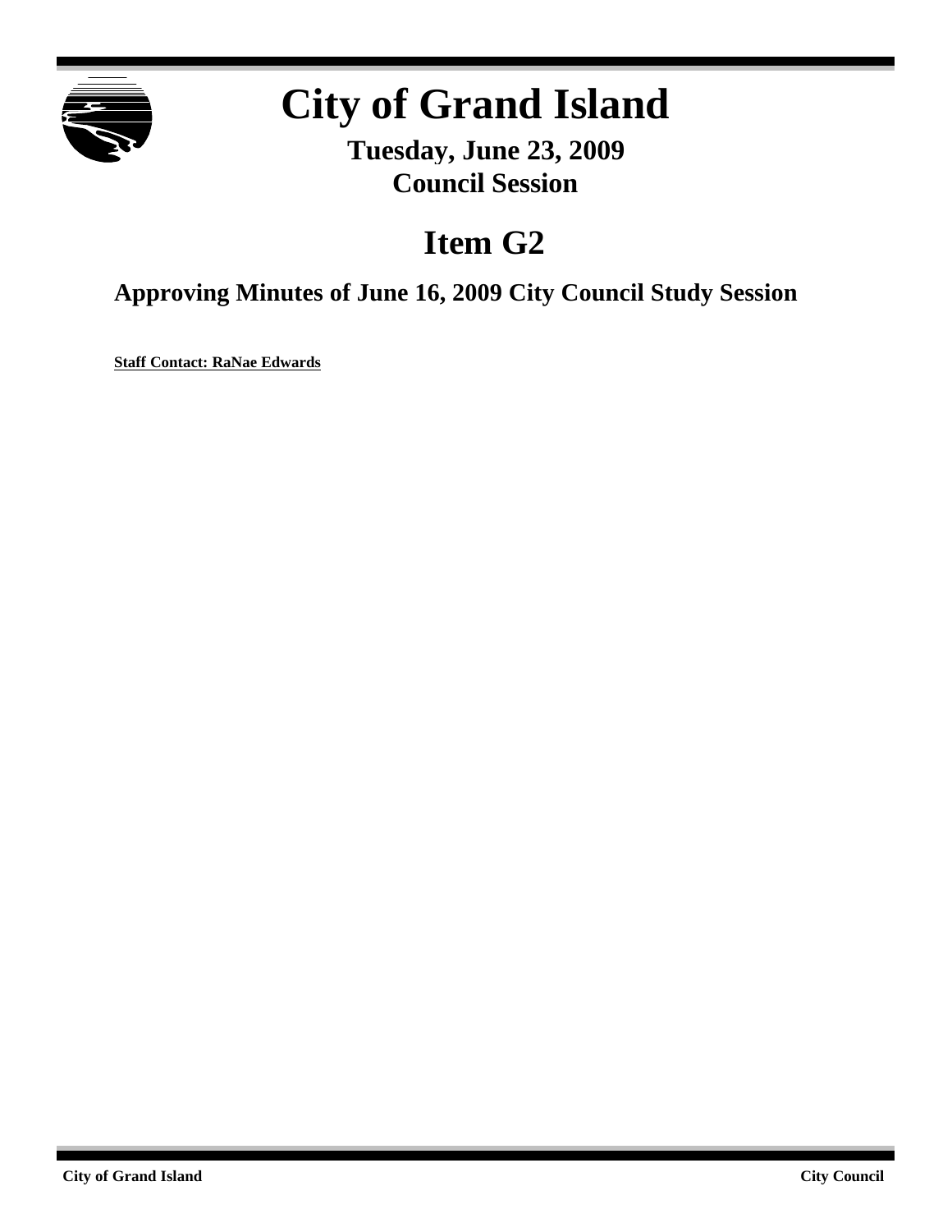# City of Grand Island

**Tuesday, June 23, 2009**
**Council Session**

# Item G2

## Approving Minutes of June 16, 2009 City Council Study Session

**Staff Contact: RaNae Edwards**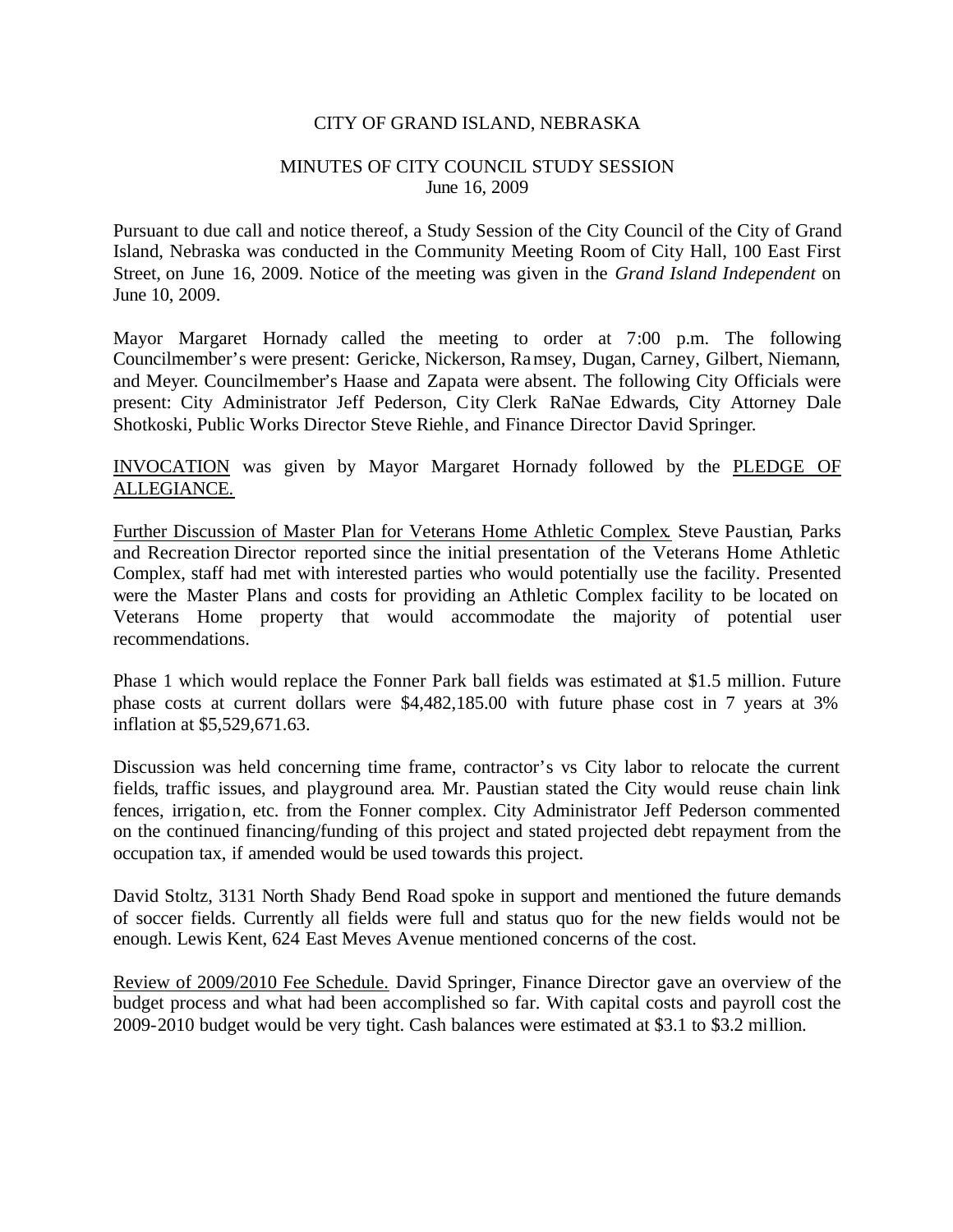CITY OF GRAND ISLAND, NEBRASKA

MINUTES OF CITY COUNCIL STUDY SESSION
June 16, 2009

Pursuant to due call and notice thereof, a Study Session of the City Council of the City of Grand Island, Nebraska was conducted in the Community Meeting Room of City Hall, 100 East First Street, on June 16, 2009. Notice of the meeting was given in the *Grand Island Independent* on June 10, 2009.

Mayor Margaret Hornady called the meeting to order at 7:00 p.m. The following Councilmember's were present: Gericke, Nickerson, Ramsey, Dugan, Carney, Gilbert, Niemann, and Meyer. Councilmember's Haase and Zapata were absent. The following City Officials were present: City Administrator Jeff Pederson, City Clerk RaNae Edwards, City Attorney Dale Shotkoski, Public Works Director Steve Riehle, and Finance Director David Springer.

INVOCATION was given by Mayor Margaret Hornady followed by the PLEDGE OF ALLEGIANCE.

Further Discussion of Master Plan for Veterans Home Athletic Complex. Steve Paustian, Parks and Recreation Director reported since the initial presentation of the Veterans Home Athletic Complex, staff had met with interested parties who would potentially use the facility. Presented were the Master Plans and costs for providing an Athletic Complex facility to be located on Veterans Home property that would accommodate the majority of potential user recommendations.

Phase 1 which would replace the Fonner Park ball fields was estimated at $1.5 million. Future phase costs at current dollars were $4,482,185.00 with future phase cost in 7 years at 3% inflation at $5,529,671.63.

Discussion was held concerning time frame, contractor's vs City labor to relocate the current fields, traffic issues, and playground area. Mr. Paustian stated the City would reuse chain link fences, irrigation, etc. from the Fonner complex. City Administrator Jeff Pederson commented on the continued financing/funding of this project and stated projected debt repayment from the occupation tax, if amended would be used towards this project.

David Stoltz, 3131 North Shady Bend Road spoke in support and mentioned the future demands of soccer fields. Currently all fields were full and status quo for the new fields would not be enough. Lewis Kent, 624 East Meves Avenue mentioned concerns of the cost.

Review of 2009/2010 Fee Schedule. David Springer, Finance Director gave an overview of the budget process and what had been accomplished so far. With capital costs and payroll cost the 2009-2010 budget would be very tight. Cash balances were estimated at $3.1 to $3.2 million.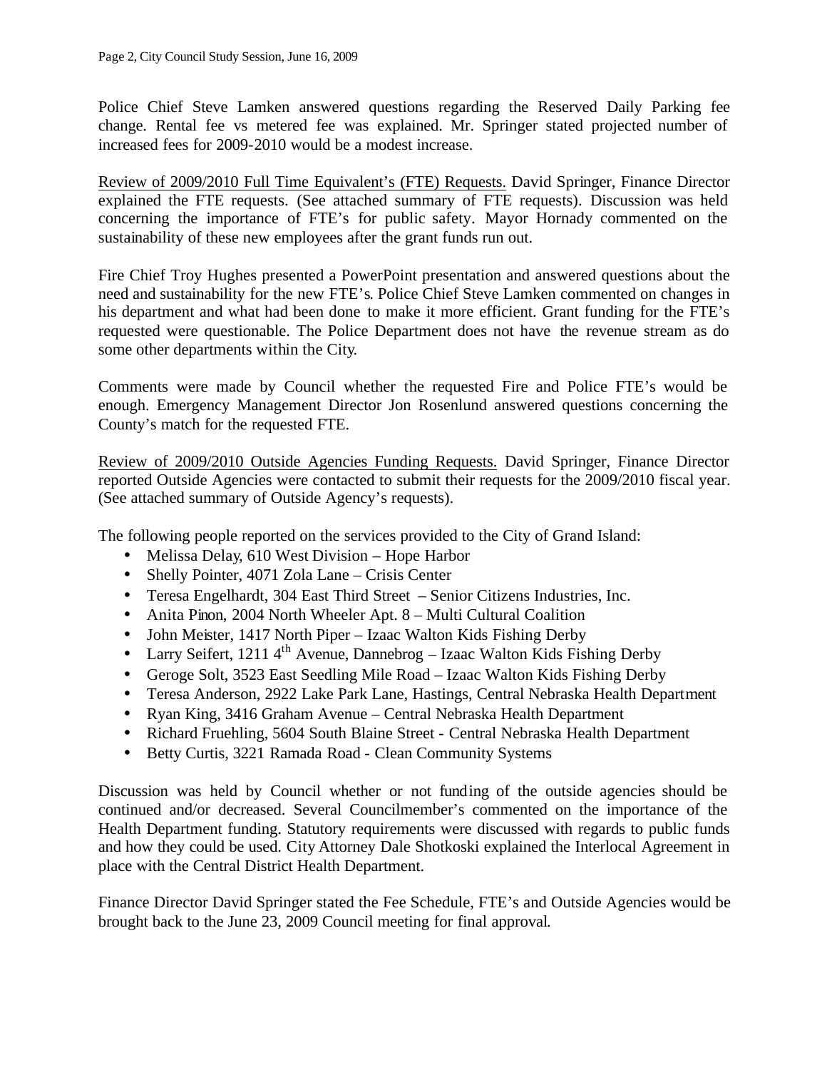Police Chief Steve Lamken answered questions regarding the Reserved Daily Parking fee change. Rental fee vs metered fee was explained. Mr. Springer stated projected number of increased fees for 2009-2010 would be a modest increase.

<u>Review of 2009/2010 Full Time Equivalent's (FTE) Requests.</u> David Springer, Finance Director explained the FTE requests. (See attached summary of FTE requests). Discussion was held concerning the importance of FTE's for public safety. Mayor Hornady commented on the sustainability of these new employees after the grant funds run out.

Fire Chief Troy Hughes presented a PowerPoint presentation and answered questions about the need and sustainability for the new FTE's. Police Chief Steve Lamken commented on changes in his department and what had been done to make it more efficient. Grant funding for the FTE's requested were questionable. The Police Department does not have the revenue stream as do some other departments within the City.

Comments were made by Council whether the requested Fire and Police FTE's would be enough. Emergency Management Director Jon Rosenlund answered questions concerning the County's match for the requested FTE.

<u>Review of 2009/2010 Outside Agencies Funding Requests.</u> David Springer, Finance Director reported Outside Agencies were contacted to submit their requests for the 2009/2010 fiscal year. (See attached summary of Outside Agency's requests).

The following people reported on the services provided to the City of Grand Island:

- Melissa Delay, 610 West Division – Hope Harbor
- Shelly Pointer, 4071 Zola Lane – Crisis Center
- Teresa Engelhardt, 304 East Third Street – Senior Citizens Industries, Inc.
- Anita Pinon, 2004 North Wheeler Apt. 8 – Multi Cultural Coalition
- John Meister, 1417 North Piper – Izaac Walton Kids Fishing Derby
- Larry Seifert, 1211 4th Avenue, Dannebrog – Izaac Walton Kids Fishing Derby
- Geroge Solt, 3523 East Seedling Mile Road – Izaac Walton Kids Fishing Derby
- Teresa Anderson, 2922 Lake Park Lane, Hastings, Central Nebraska Health Department
- Ryan King, 3416 Graham Avenue – Central Nebraska Health Department
- Richard Fruehling, 5604 South Blaine Street - Central Nebraska Health Department
- Betty Curtis, 3221 Ramada Road - Clean Community Systems

Discussion was held by Council whether or not funding of the outside agencies should be continued and/or decreased. Several Councilmember's commented on the importance of the Health Department funding. Statutory requirements were discussed with regards to public funds and how they could be used. City Attorney Dale Shotkoski explained the Interlocal Agreement in place with the Central District Health Department.

Finance Director David Springer stated the Fee Schedule, FTE's and Outside Agencies would be brought back to the June 23, 2009 Council meeting for final approval.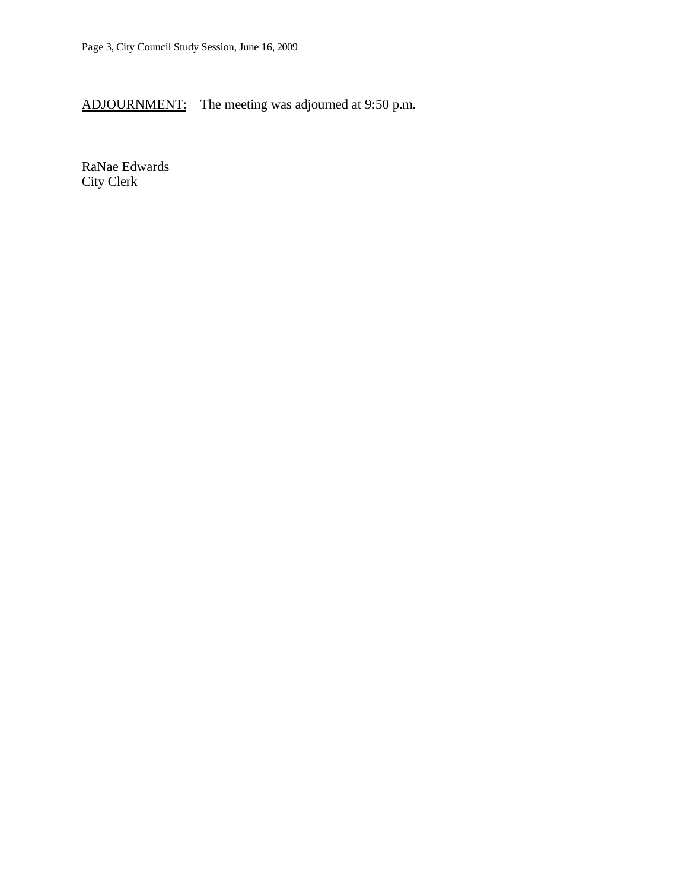<u>ADJOURNMENT:</u> The meeting was adjourned at 9:50 p.m.

RaNae Edwards
City Clerk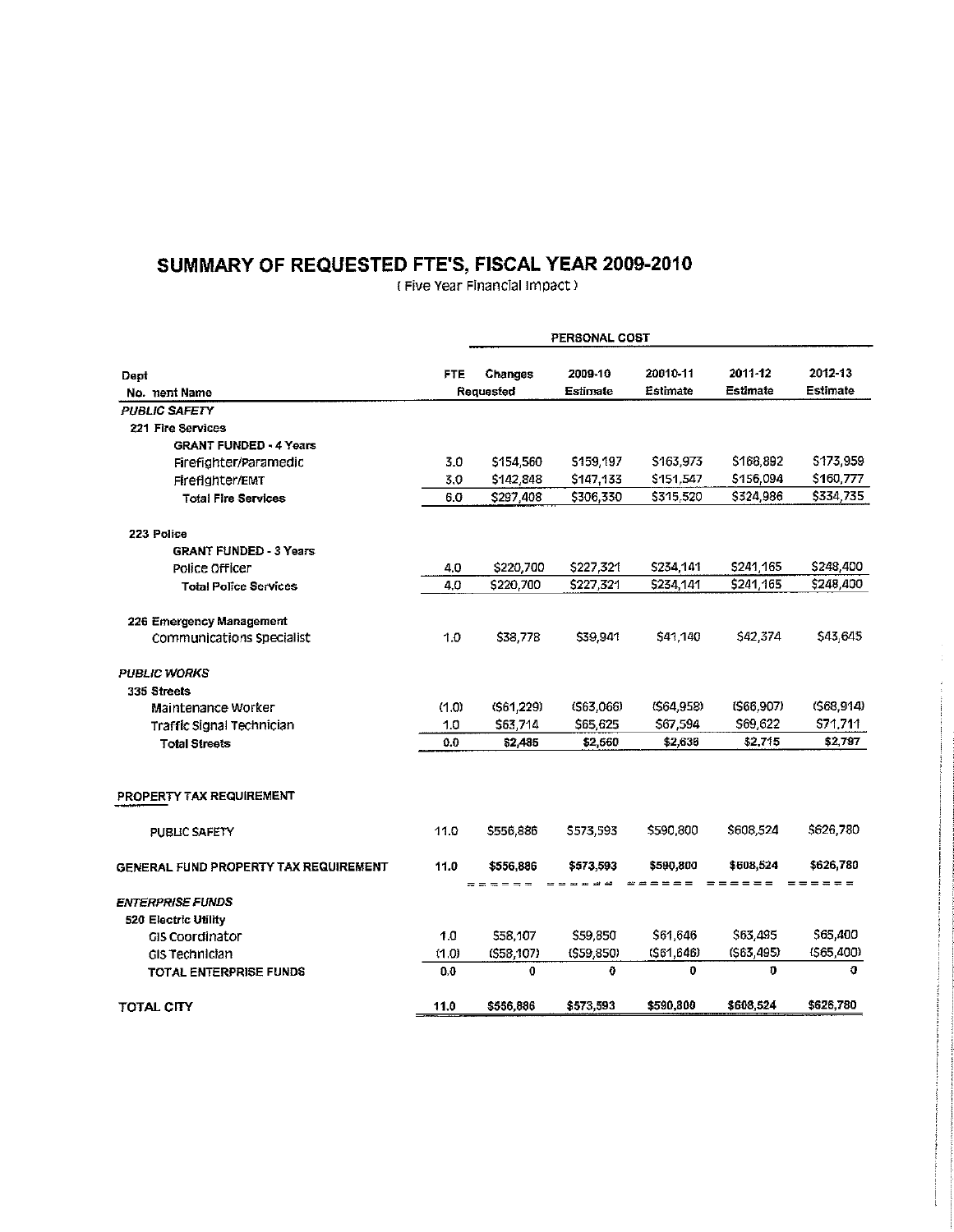# SUMMARY OF REQUESTED FTE'S, FISCAL YEAR 2009-2010

( Five Year Financial Impact )

| Dept No. nent Name | FTE | Changes Requested | 2009-10 Estimate | 20010-11 Estimate | 2011-12 Estimate | 2012-13 Estimate |
|---|---|---|---|---|---|---|
| | | PERSONAL COST | | | | |
| ***PUBLIC SAFETY*** | | | | | | |
| **221 Fire Services** | | | | | | |
| **GRANT FUNDED - 4 Years** | | | | | | |
| Firefighter/Paramedic | 3.0 | $154,560 | $159,197 | $163,973 | $168,892 | $173,959 |
| Firefighter/EMT | 3.0 | $142,848 | $147,133 | $151,547 | $156,094 | $160,777 |
| **Total Fire Services** | 6.0 | $297,408 | $306,330 | $315,520 | $324,986 | $334,735 |
| **223 Police** | | | | | | |
| **GRANT FUNDED - 3 Years** | | | | | | |
| Police Officer | 4.0 | $220,700 | $227,321 | $234,141 | $241,165 | $248,400 |
| **Total Police Services** | 4.0 | $220,700 | $227,321 | $234,141 | $241,165 | $248,400 |
| **226 Emergency Management** | | | | | | |
| Communications Specialist | 1.0 | $38,778 | $39,941 | $41,140 | $42,374 | $43,645 |
| ***PUBLIC WORKS*** | | | | | | |
| **335 Streets** | | | | | | |
| Maintenance Worker | (1.0) | ($61,229) | ($63,066) | ($64,958) | ($66,907) | ($68,914) |
| Traffic Signal Technician | 1.0 | $63,714 | $65,625 | $67,594 | $69,622 | $71,711 |
| **Total Streets** | 0.0 | $2,485 | $2,560 | $2,636 | $2,715 | $2,797 |
| PROPERTY TAX REQUIREMENT | | | | | | |
| PUBLIC SAFETY | 11.0 | $556,886 | $573,593 | $590,800 | $608,524 | $626,780 |
| **GENERAL FUND PROPERTY TAX REQUIREMENT** | **11.0** | **$556,886** | **$573,593** | **$590,800** | **$608,524** | **$626,780** |
| ***ENTERPRISE FUNDS*** | | | | | | |
| **520 Electric Utility** | | | | | | |
| GIS Coordinator | 1.0 | $58,107 | $59,850 | $61,646 | $63,495 | $65,400 |
| GIS Technician | (1.0) | ($58,107) | ($59,850) | ($61,646) | ($63,495) | ($65,400) |
| **TOTAL ENTERPRISE FUNDS** | 0.0 | 0 | 0 | 0 | 0 | 0 |
| **TOTAL CITY** | **11.0** | **$556,886** | **$573,593** | **$590,800** | **$608,524** | **$626,780** |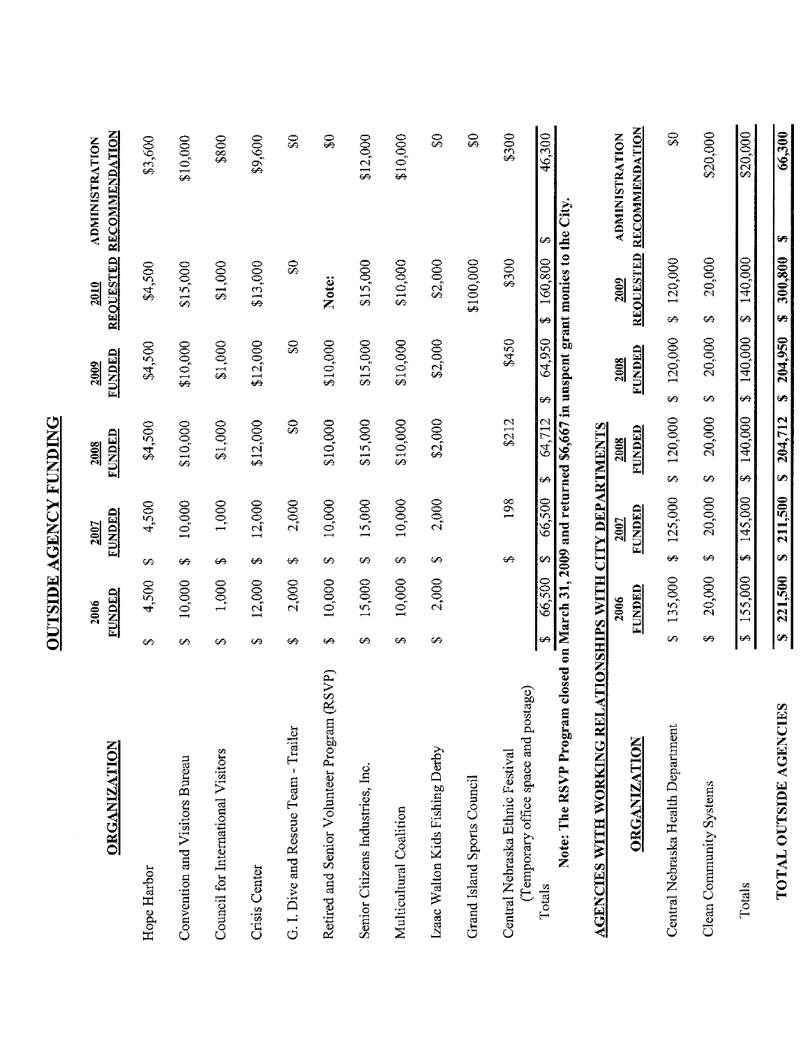# OUTSIDE AGENCY FUNDING

| ORGANIZATION | 2006 FUNDED | 2007 FUNDED | 2008 FUNDED | 2009 FUNDED | 2010 REQUESTED | ADMINISTRATION RECOMMENDATION |
|---|---|---|---|---|---|---|
| Hope Harbor | $ 4,500 | $ 4,500 | $4,500 | $4,500 | $4,500 | $3,600 |
| Convention and Visitors Bureau | $ 10,000 | $ 10,000 | $10,000 | $10,000 | $15,000 | $10,000 |
| Council for International Visitors | $ 1,000 | $ 1,000 | $1,000 | $1,000 | $1,000 | $800 |
| Crisis Center | $ 12,000 | $ 12,000 | $12,000 | $12,000 | $13,000 | $9,600 |
| G. I. Dive and Rescue Team - Trailer | $ 2,000 | $ 2,000 | $0 | $0 | $0 | $0 |
| Retired and Senior Volunteer Program (RSVP) | $ 10,000 | $ 10,000 | $10,000 | $10,000 | Note: | $0 |
| Senior Citizens Industries, Inc. | $ 15,000 | $ 15,000 | $15,000 | $15,000 | $15,000 | $12,000 |
| Multicultural Coalition | $ 10,000 | $ 10,000 | $10,000 | $10,000 | $10,000 | $10,000 |
| Izaac Walton Kids Fishing Derby | $ 2,000 | $ 2,000 | $2,000 | $2,000 | $2,000 | $0 |
| Grand Island Sports Council | | | | | $100,000 | $0 |
| Central Nebraska Ethnic Festival (Temporary office space and postage) | | $ 198 | $212 | $450 | $300 | $300 |
| Totals | $ 66,500 | $ 66,500 | $ 64,712 | $ 64,950 | $ 160,800 | $ 46,300 |

**Note: The RSVP Program closed on March 31, 2009 and returned $6,667 in unspent grant monies to the City.**

## AGENCIES WITH WORKING RELATIONSHIPS WITH CITY DEPARTMENTS

| ORGANIZATION | 2006 FUNDED | 2007 FUNDED | 2008 FUNDED | 2008 FUNDED | 2009 REQUESTED | ADMINISTRATION RECOMMENDATION |
|---|---|---|---|---|---|---|
| Central Nebraska Health Department | $ 135,000 | $ 125,000 | $ 120,000 | $ 120,000 | $ 120,000 | $0 |
| Clean Community Systems | $ 20,000 | $ 20,000 | $ 20,000 | $ 20,000 | $ 20,000 | $20,000 |
| Totals | $ 155,000 | $ 145,000 | $ 140,000 | $ 140,000 | $ 140,000 | $20,000 |
| **TOTAL OUTSIDE AGENCIES** | **$ 221,500** | **$ 211,500** | **$ 204,712** | **$ 204,950** | **$ 300,800** | **$ 66,300** |